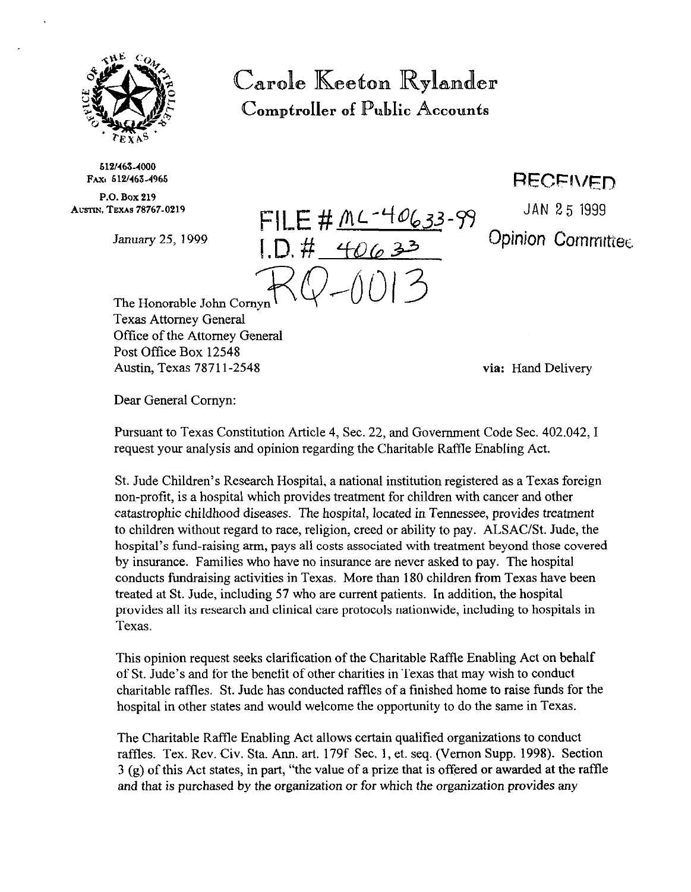# Carole Keeton Rylander

**Comptroller of Public Accounts**

512/463-4000
FAX: 512/463-4965

P.O. Box 219
AUSTIN, TEXAS 78767-0219

January 25, 1999

FILE # ML-40633-99
I.D. # 40633

RQ-0013

RECEIVED
JAN 25 1999
Opinion Committee

The Honorable John Cornyn
Texas Attorney General
Office of the Attorney General
Post Office Box 12548
Austin, Texas 78711-2548

**via:** Hand Delivery

Dear General Cornyn:

Pursuant to Texas Constitution Article 4, Sec. 22, and Government Code Sec. 402.042, I request your analysis and opinion regarding the Charitable Raffle Enabling Act.

St. Jude Children's Research Hospital, a national institution registered as a Texas foreign non-profit, is a hospital which provides treatment for children with cancer and other catastrophic childhood diseases. The hospital, located in Tennessee, provides treatment to children without regard to race, religion, creed or ability to pay. ALSAC/St. Jude, the hospital's fund-raising arm, pays all costs associated with treatment beyond those covered by insurance. Families who have no insurance are never asked to pay. The hospital conducts fundraising activities in Texas. More than 180 children from Texas have been treated at St. Jude, including 57 who are current patients. In addition, the hospital provides all its research and clinical care protocols nationwide, including to hospitals in Texas.

This opinion request seeks clarification of the Charitable Raffle Enabling Act on behalf of St. Jude's and for the benefit of other charities in Texas that may wish to conduct charitable raffles. St. Jude has conducted raffles of a finished home to raise funds for the hospital in other states and would welcome the opportunity to do the same in Texas.

The Charitable Raffle Enabling Act allows certain qualified organizations to conduct raffles. Tex. Rev. Civ. Sta. Ann. art. 179f Sec. 1, et. seq. (Vernon Supp. 1998). Section 3 (g) of this Act states, in part, "the value of a prize that is offered or awarded at the raffle and that is purchased by the organization or for which the organization provides any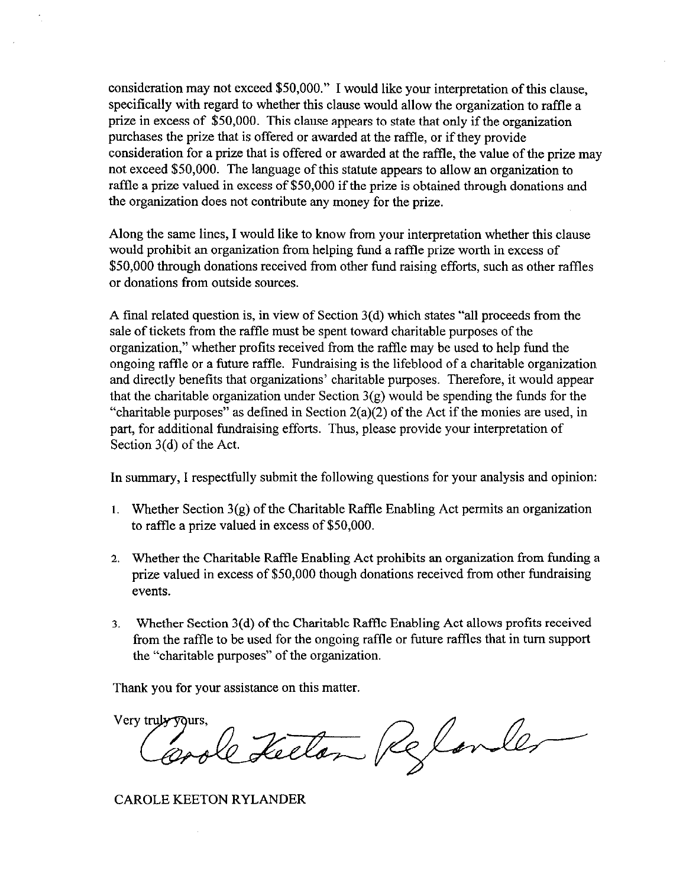consideration may not exceed $50,000." I would like your interpretation of this clause, specifically with regard to whether this clause would allow the organization to raffle a prize in excess of $50,000. This clause appears to state that only if the organization purchases the prize that is offered or awarded at the raffle, or if they provide consideration for a prize that is offered or awarded at the raffle, the value of the prize may not exceed $50,000. The language of this statute appears to allow an organization to raffle a prize valued in excess of $50,000 if the prize is obtained through donations and the organization does not contribute any money for the prize.

Along the same lines, I would like to know from your interpretation whether this clause would prohibit an organization from helping fund a raffle prize worth in excess of $50,000 through donations received from other fund raising efforts, such as other raffles or donations from outside sources.

A final related question is, in view of Section 3(d) which states "all proceeds from the sale of tickets from the raffle must be spent toward charitable purposes of the organization," whether profits received from the raffle may be used to help fund the ongoing raffle or a future raffle. Fundraising is the lifeblood of a charitable organization and directly benefits that organizations' charitable purposes. Therefore, it would appear that the charitable organization under Section 3(g) would be spending the funds for the "charitable purposes" as defined in Section 2(a)(2) of the Act if the monies are used, in part, for additional fundraising efforts. Thus, please provide your interpretation of Section 3(d) of the Act.

In summary, I respectfully submit the following questions for your analysis and opinion:

1. Whether Section 3(g) of the Charitable Raffle Enabling Act permits an organization to raffle a prize valued in excess of $50,000.

2. Whether the Charitable Raffle Enabling Act prohibits an organization from funding a prize valued in excess of $50,000 though donations received from other fundraising events.

3. Whether Section 3(d) of the Charitable Raffle Enabling Act allows profits received from the raffle to be used for the ongoing raffle or future raffles that in turn support the "charitable purposes" of the organization.

Thank you for your assistance on this matter.

Very truly yours,

Carole Keeton Rylander

CAROLE KEETON RYLANDER